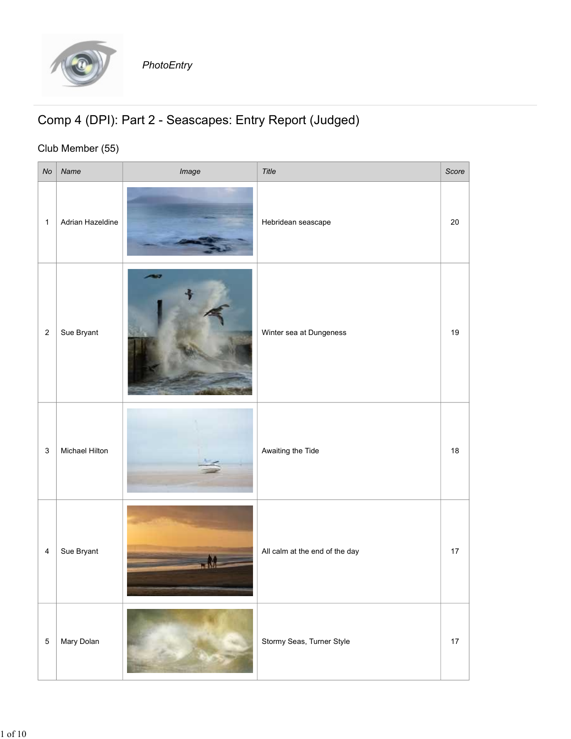PhotoEntry

# Comp 4 (DPI): Part 2 - Seascapes: Entry Report (Judged)

## Club Member (55)

| No | Name | Image | Title | Score |
|---|---|---|---|---|
| 1 | Adrian Hazeldine | | Hebridean seascape | 20 |
| 2 | Sue Bryant | | Winter sea at Dungeness | 19 |
| 3 | Michael Hilton | | Awaiting the Tide | 18 |
| 4 | Sue Bryant | | All calm at the end of the day | 17 |
| 5 | Mary Dolan | | Stormy Seas, Turner Style | 17 |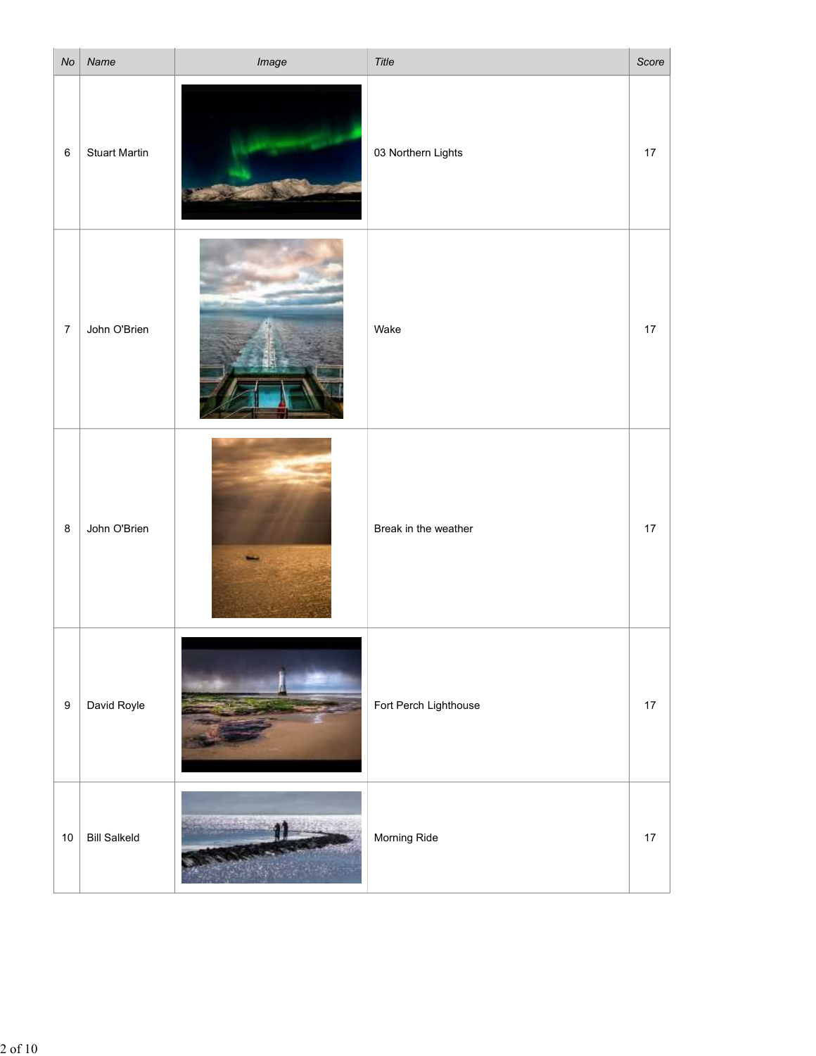| No | Name | Image | Title | Score |
|---|---|---|---|---|
| 6 | Stuart Martin | | 03 Northern Lights | 17 |
| 7 | John O'Brien | | Wake | 17 |
| 8 | John O'Brien | | Break in the weather | 17 |
| 9 | David Royle | | Fort Perch Lighthouse | 17 |
| 10 | Bill Salkeld | | Morning Ride | 17 |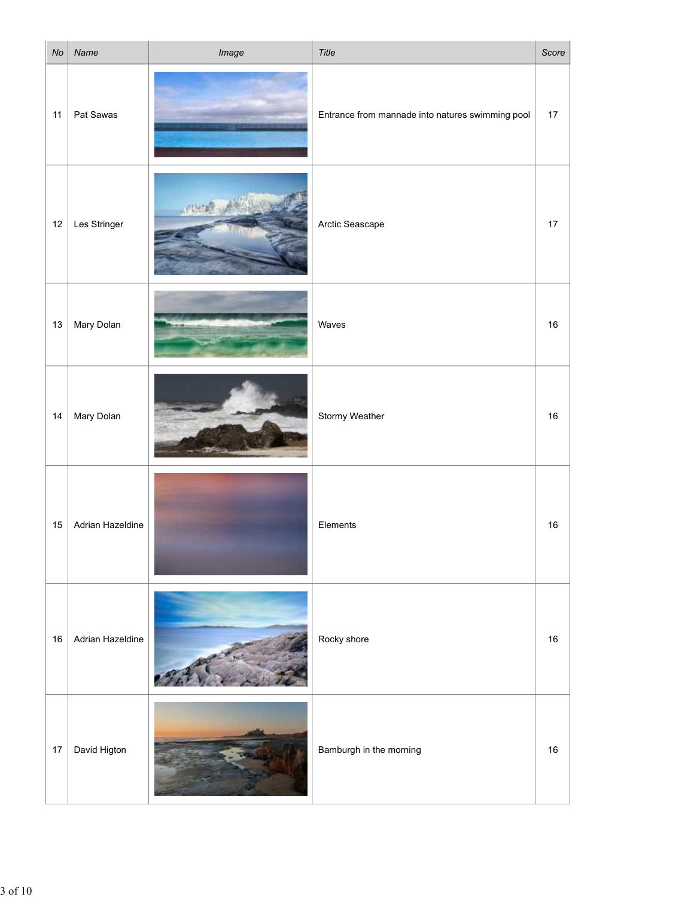| No | Name | Image | Title | Score |
|---|---|---|---|---|
| 11 | Pat Sawas | | Entrance from mannade into natures swimming pool | 17 |
| 12 | Les Stringer | | Arctic Seascape | 17 |
| 13 | Mary Dolan | | Waves | 16 |
| 14 | Mary Dolan | | Stormy Weather | 16 |
| 15 | Adrian Hazeldine | | Elements | 16 |
| 16 | Adrian Hazeldine | | Rocky shore | 16 |
| 17 | David Higton | | Bamburgh in the morning | 16 |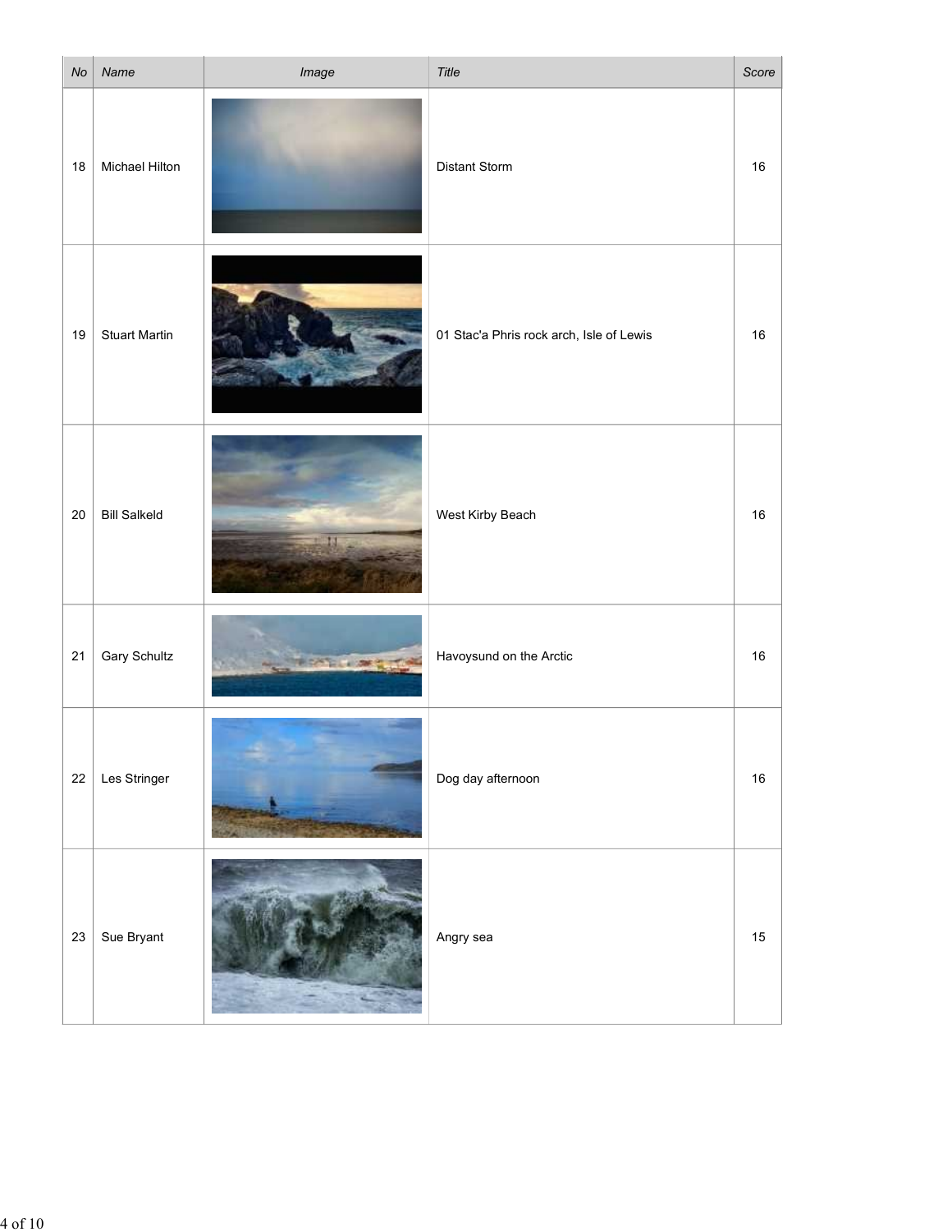| No | Name | Image | Title | Score |
|---|---|---|---|---|
| 18 | Michael Hilton | | Distant Storm | 16 |
| 19 | Stuart Martin | | 01 Stac'a Phris rock arch, Isle of Lewis | 16 |
| 20 | Bill Salkeld | | West Kirby Beach | 16 |
| 21 | Gary Schultz | | Havoysund on the Arctic | 16 |
| 22 | Les Stringer | | Dog day afternoon | 16 |
| 23 | Sue Bryant | | Angry sea | 15 |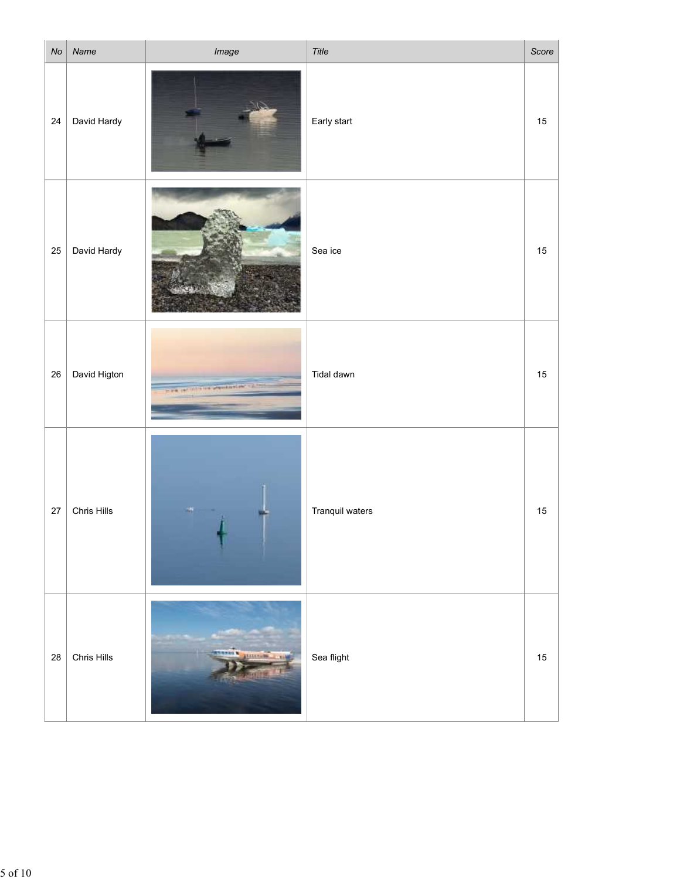| No | Name | Image | Title | Score |
|---|---|---|---|---|
| 24 | David Hardy | | Early start | 15 |
| 25 | David Hardy | | Sea ice | 15 |
| 26 | David Higton | | Tidal dawn | 15 |
| 27 | Chris Hills | | Tranquil waters | 15 |
| 28 | Chris Hills | | Sea flight | 15 |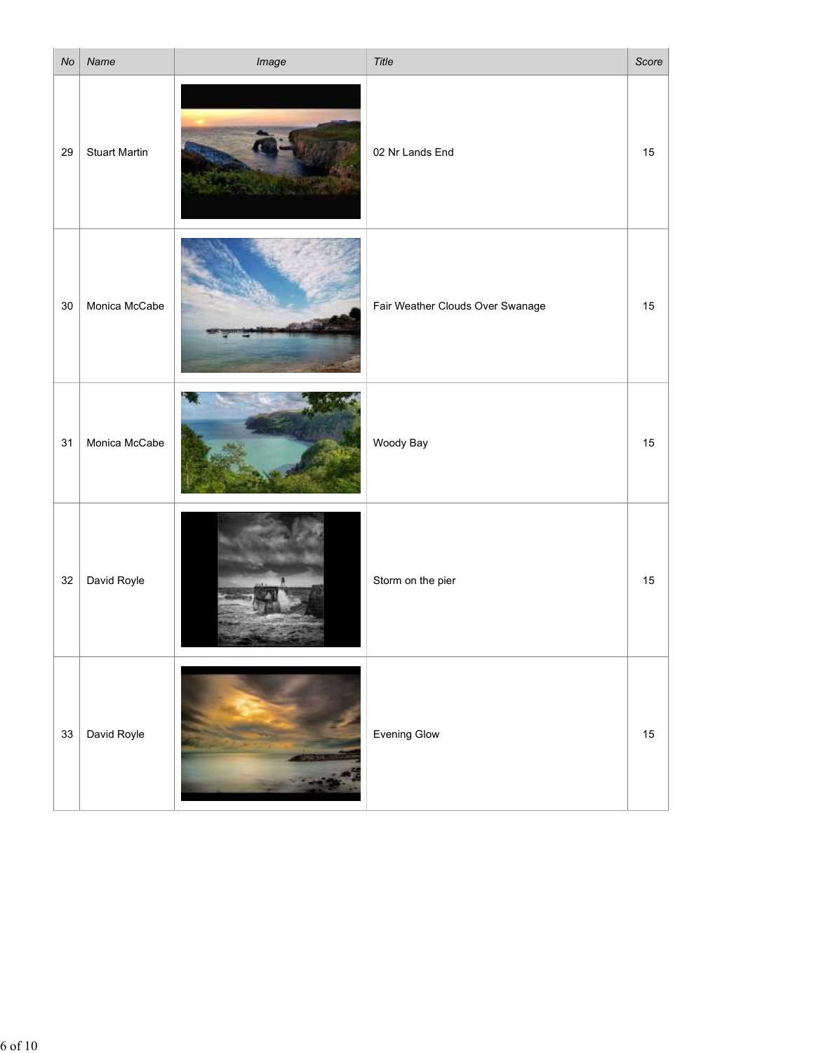| No | Name | Image | Title | Score |
|---|---|---|---|---|
| 29 | Stuart Martin | | 02 Nr Lands End | 15 |
| 30 | Monica McCabe | | Fair Weather Clouds Over Swanage | 15 |
| 31 | Monica McCabe | | Woody Bay | 15 |
| 32 | David Royle | | Storm on the pier | 15 |
| 33 | David Royle | | Evening Glow | 15 |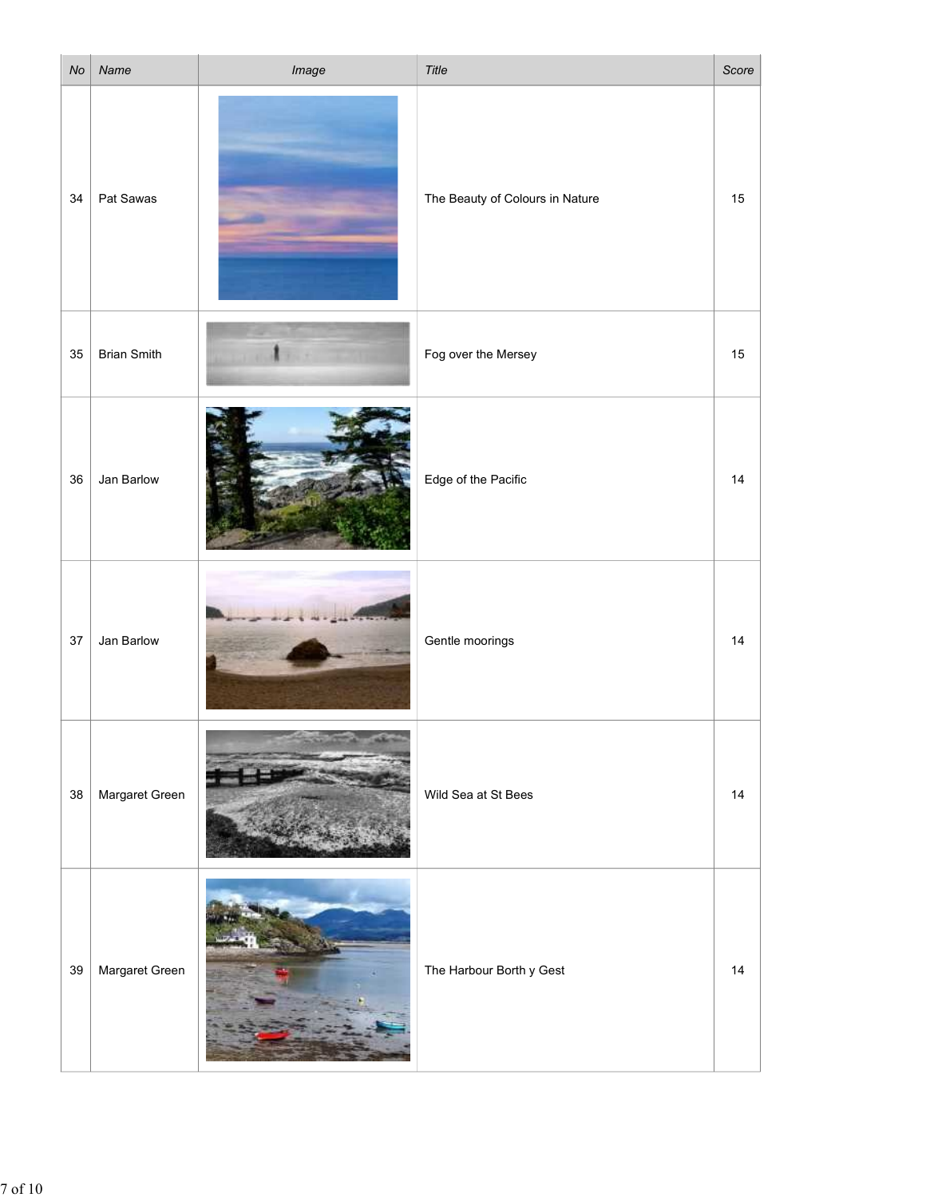| No | Name | Image | Title | Score |
|---|---|---|---|---|
| 34 | Pat Sawas | | The Beauty of Colours in Nature | 15 |
| 35 | Brian Smith | | Fog over the Mersey | 15 |
| 36 | Jan Barlow | | Edge of the Pacific | 14 |
| 37 | Jan Barlow | | Gentle moorings | 14 |
| 38 | Margaret Green | | Wild Sea at St Bees | 14 |
| 39 | Margaret Green | | The Harbour Borth y Gest | 14 |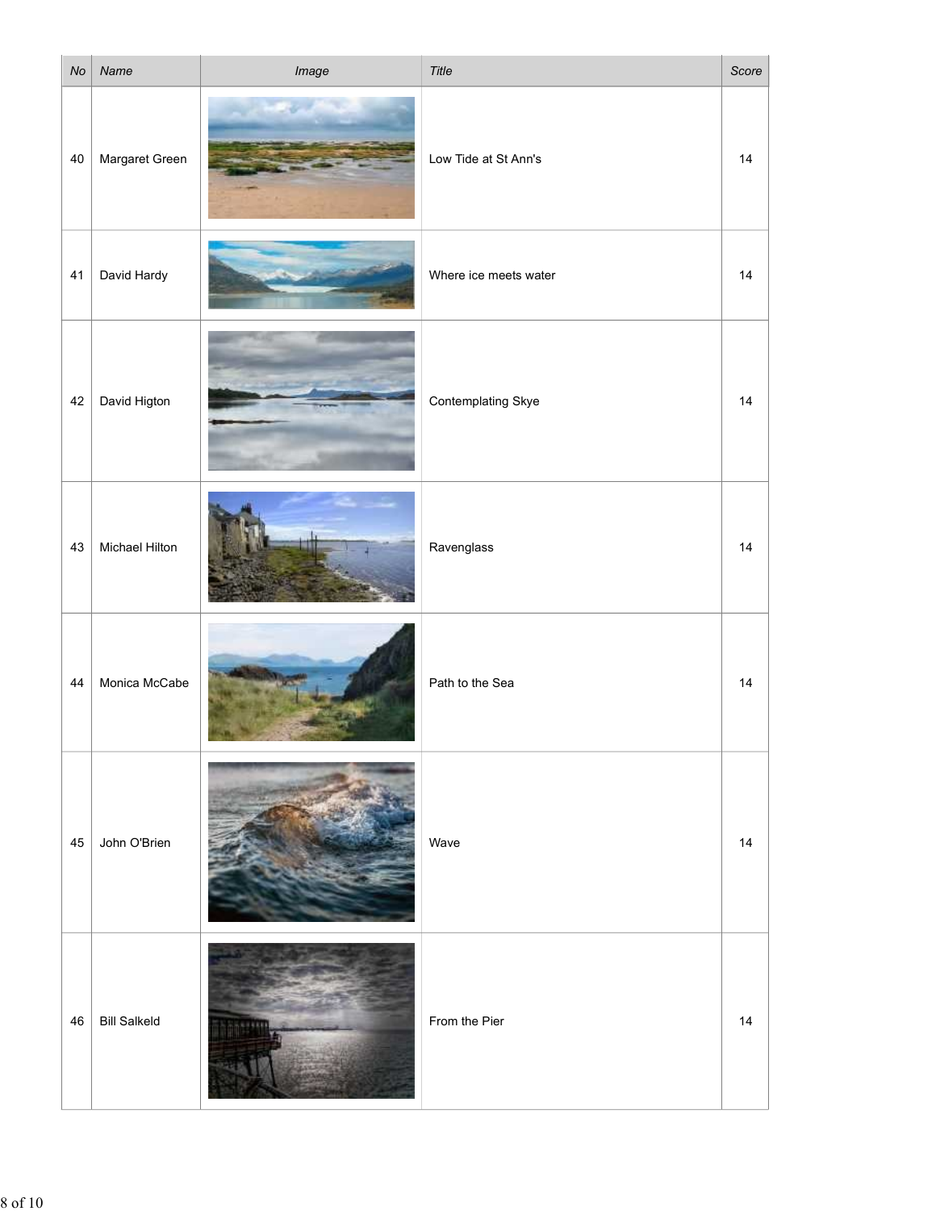| No | Name | Image | Title | Score |
|---|---|---|---|---|
| 40 | Margaret Green | | Low Tide at St Ann's | 14 |
| 41 | David Hardy | | Where ice meets water | 14 |
| 42 | David Higton | | Contemplating Skye | 14 |
| 43 | Michael Hilton | | Ravenglass | 14 |
| 44 | Monica McCabe | | Path to the Sea | 14 |
| 45 | John O'Brien | | Wave | 14 |
| 46 | Bill Salkeld | | From the Pier | 14 |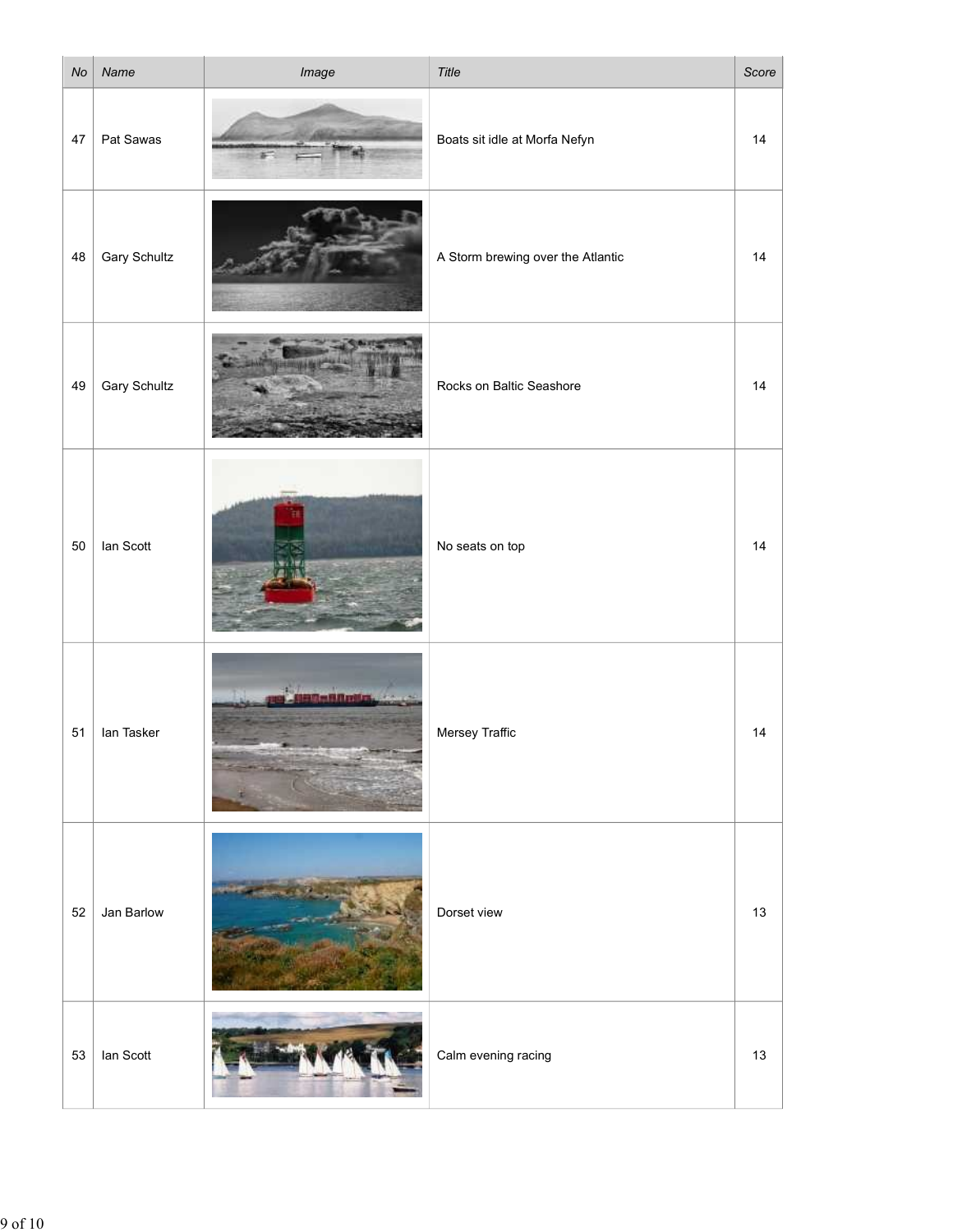| No | Name | Image | Title | Score |
|---|---|---|---|---|
| 47 | Pat Sawas | | Boats sit idle at Morfa Nefyn | 14 |
| 48 | Gary Schultz | | A Storm brewing over the Atlantic | 14 |
| 49 | Gary Schultz | | Rocks on Baltic Seashore | 14 |
| 50 | Ian Scott | | No seats on top | 14 |
| 51 | Ian Tasker | | Mersey Traffic | 14 |
| 52 | Jan Barlow | | Dorset view | 13 |
| 53 | Ian Scott | | Calm evening racing | 13 |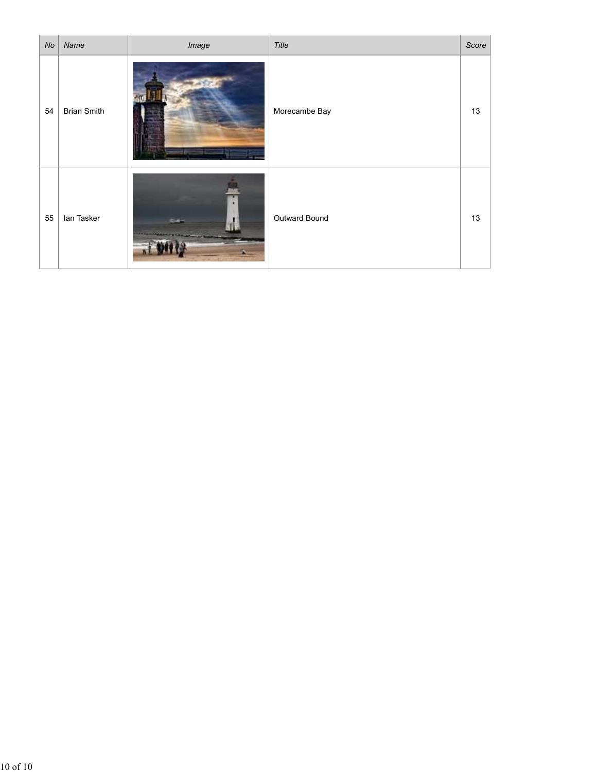| No | Name | Image | Title | Score |
|---|---|---|---|---|
| 54 | Brian Smith | | Morecambe Bay | 13 |
| 55 | Ian Tasker | | Outward Bound | 13 |